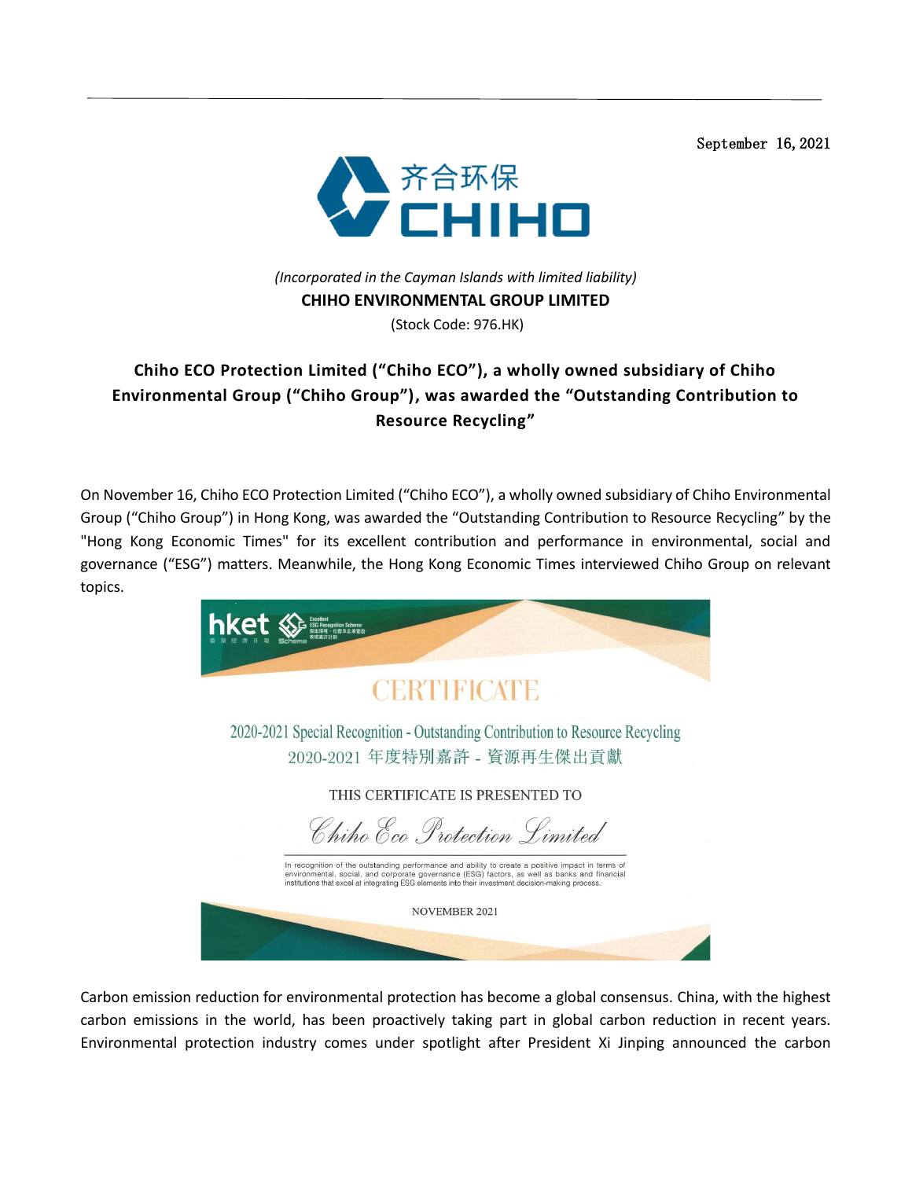September 16, 2021

齐合环保 CHIHO

*(Incorporated in the Cayman Islands with limited liability)*

**CHIHO ENVIRONMENTAL GROUP LIMITED**

(Stock Code: 976.HK)

## Chiho ECO Protection Limited ("Chiho ECO"), a wholly owned subsidiary of Chiho Environmental Group ("Chiho Group"), was awarded the "Outstanding Contribution to Resource Recycling"

On November 16, Chiho ECO Protection Limited ("Chiho ECO"), a wholly owned subsidiary of Chiho Environmental Group ("Chiho Group") in Hong Kong, was awarded the "Outstanding Contribution to Resource Recycling" by the "Hong Kong Economic Times" for its excellent contribution and performance in environmental, social and governance ("ESG") matters. Meanwhile, the Hong Kong Economic Times interviewed Chiho Group on relevant topics.

hket 香港經濟日報 Excellent ESG Recognition Scheme 傑出環境、社會及企業管治表現嘉許計劃 Scheme

CERTIFICATE

2020-2021 Special Recognition - Outstanding Contribution to Resource Recycling

2020-2021 年度特別嘉許 - 資源再生傑出貢獻

THIS CERTIFICATE IS PRESENTED TO

*Chiho Eco Protection Limited*

In recognition of the outstanding performance and ability to create a positive impact in terms of environmental, social, and corporate governance (ESG) factors, as well as banks and financial institutions that excel at integrating ESG elements into their investment decision-making process.

NOVEMBER 2021

Carbon emission reduction for environmental protection has become a global consensus. China, with the highest carbon emissions in the world, has been proactively taking part in global carbon reduction in recent years. Environmental protection industry comes under spotlight after President Xi Jinping announced the carbon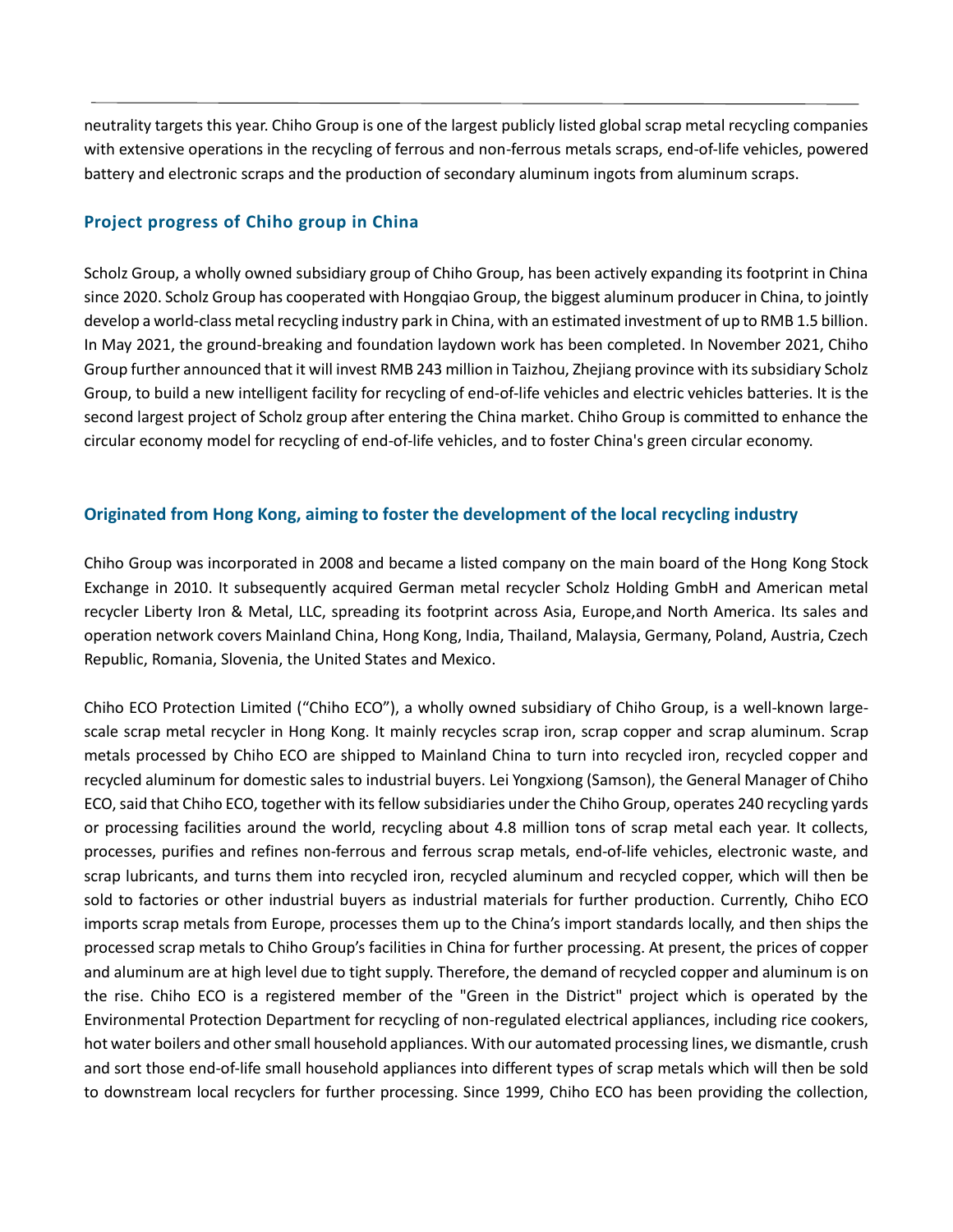neutrality targets this year. Chiho Group is one of the largest publicly listed global scrap metal recycling companies with extensive operations in the recycling of ferrous and non-ferrous metals scraps, end-of-life vehicles, powered battery and electronic scraps and the production of secondary aluminum ingots from aluminum scraps.

## Project progress of Chiho group in China

Scholz Group, a wholly owned subsidiary group of Chiho Group, has been actively expanding its footprint in China since 2020. Scholz Group has cooperated with Hongqiao Group, the biggest aluminum producer in China, to jointly develop a world-class metal recycling industry park in China, with an estimated investment of up to RMB 1.5 billion. In May 2021, the ground-breaking and foundation laydown work has been completed. In November 2021, Chiho Group further announced that it will invest RMB 243 million in Taizhou, Zhejiang province with its subsidiary Scholz Group, to build a new intelligent facility for recycling of end-of-life vehicles and electric vehicles batteries. It is the second largest project of Scholz group after entering the China market. Chiho Group is committed to enhance the circular economy model for recycling of end-of-life vehicles, and to foster China's green circular economy.

## Originated from Hong Kong, aiming to foster the development of the local recycling industry

Chiho Group was incorporated in 2008 and became a listed company on the main board of the Hong Kong Stock Exchange in 2010. It subsequently acquired German metal recycler Scholz Holding GmbH and American metal recycler Liberty Iron & Metal, LLC, spreading its footprint across Asia, Europe,and North America. Its sales and operation network covers Mainland China, Hong Kong, India, Thailand, Malaysia, Germany, Poland, Austria, Czech Republic, Romania, Slovenia, the United States and Mexico.

Chiho ECO Protection Limited ("Chiho ECO"), a wholly owned subsidiary of Chiho Group, is a well-known large-scale scrap metal recycler in Hong Kong. It mainly recycles scrap iron, scrap copper and scrap aluminum. Scrap metals processed by Chiho ECO are shipped to Mainland China to turn into recycled iron, recycled copper and recycled aluminum for domestic sales to industrial buyers. Lei Yongxiong (Samson), the General Manager of Chiho ECO, said that Chiho ECO, together with its fellow subsidiaries under the Chiho Group, operates 240 recycling yards or processing facilities around the world, recycling about 4.8 million tons of scrap metal each year. It collects, processes, purifies and refines non-ferrous and ferrous scrap metals, end-of-life vehicles, electronic waste, and scrap lubricants, and turns them into recycled iron, recycled aluminum and recycled copper, which will then be sold to factories or other industrial buyers as industrial materials for further production. Currently, Chiho ECO imports scrap metals from Europe, processes them up to the China's import standards locally, and then ships the processed scrap metals to Chiho Group's facilities in China for further processing. At present, the prices of copper and aluminum are at high level due to tight supply. Therefore, the demand of recycled copper and aluminum is on the rise. Chiho ECO is a registered member of the "Green in the District" project which is operated by the Environmental Protection Department for recycling of non-regulated electrical appliances, including rice cookers, hot water boilers and other small household appliances. With our automated processing lines, we dismantle, crush and sort those end-of-life small household appliances into different types of scrap metals which will then be sold to downstream local recyclers for further processing. Since 1999, Chiho ECO has been providing the collection,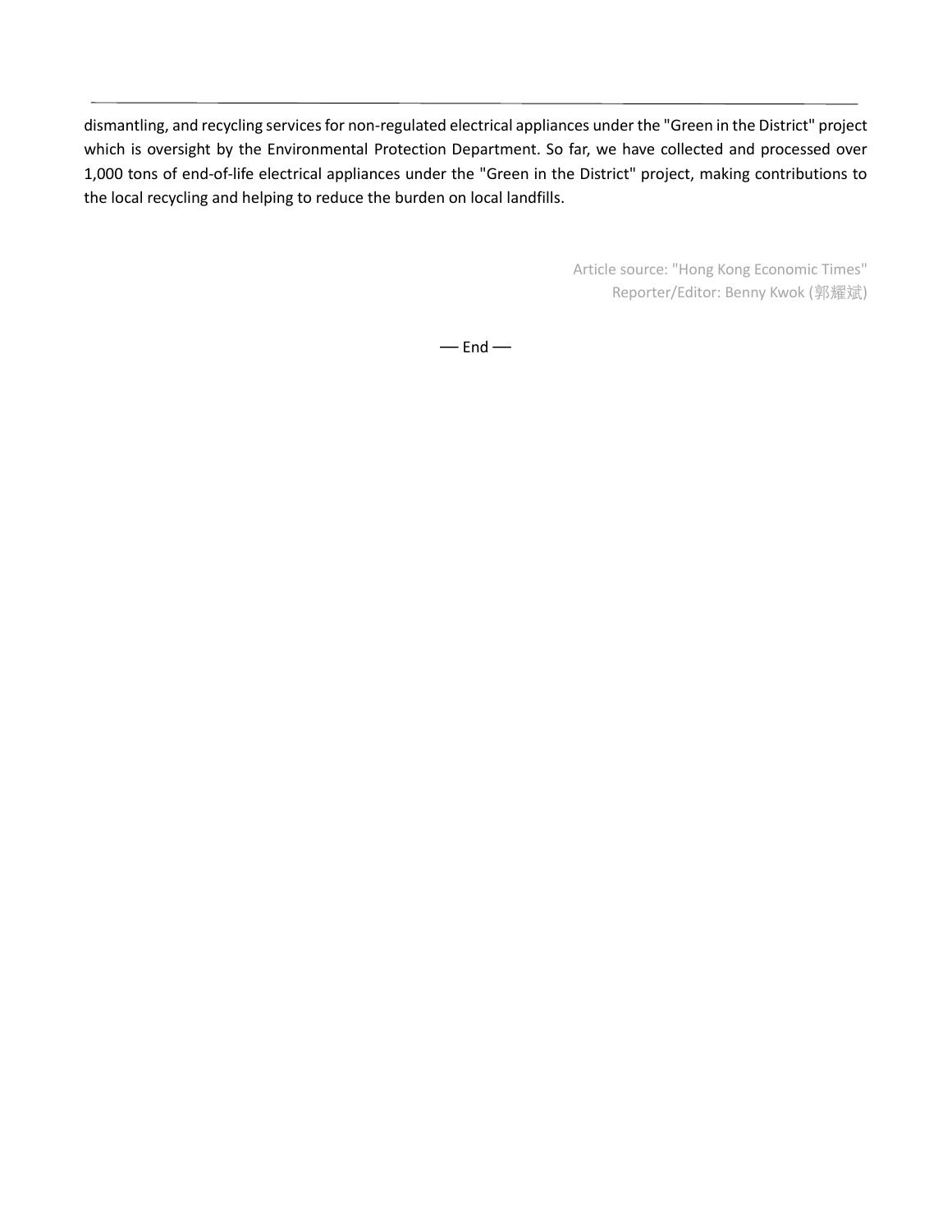dismantling, and recycling services for non-regulated electrical appliances under the "Green in the District" project which is oversight by the Environmental Protection Department. So far, we have collected and processed over 1,000 tons of end-of-life electrical appliances under the "Green in the District" project, making contributions to the local recycling and helping to reduce the burden on local landfills.

Article source: "Hong Kong Economic Times"
Reporter/Editor: Benny Kwok (郭耀斌)

— End —